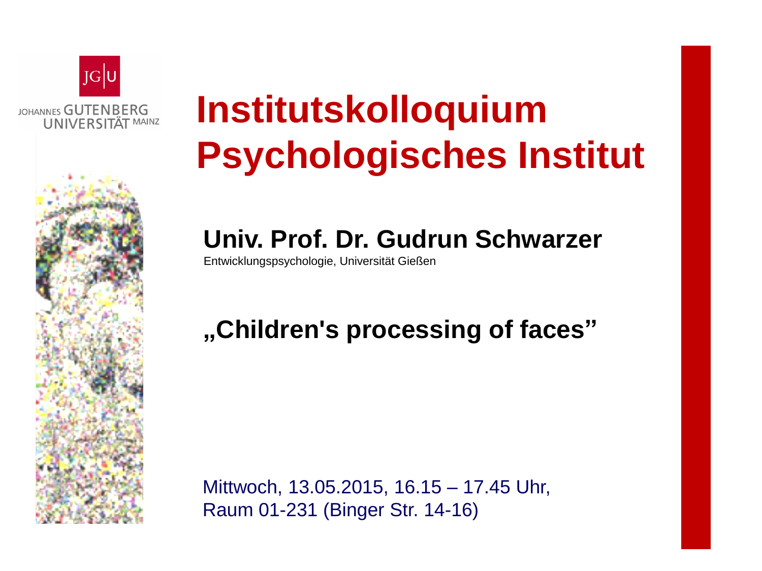JOHANNES GUTENBERG UNIVERSITÄT MAINZ

# Institutskolloquium Psychologisches Institut

## Univ. Prof. Dr. Gudrun Schwarzer

Entwicklungspsychologie, Universität Gießen

## „Children's processing of faces"

Mittwoch, 13.05.2015, 16.15 – 17.45 Uhr,
Raum 01-231 (Binger Str. 14-16)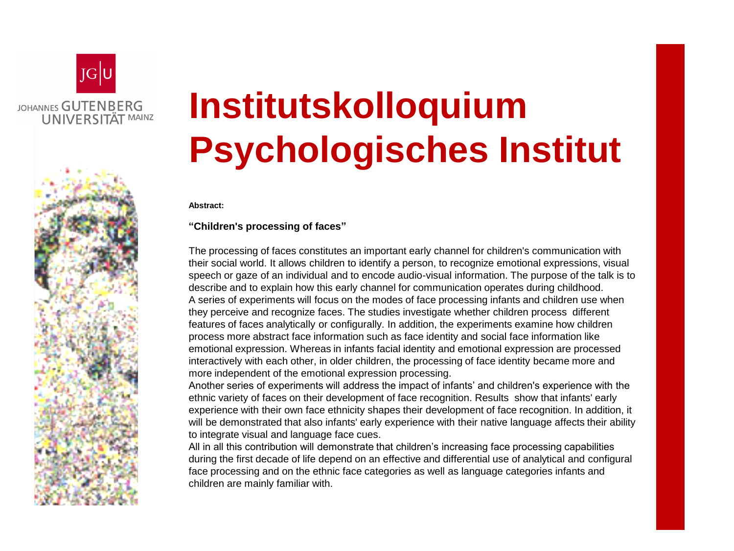JOHANNES GUTENBERG UNIVERSITÄT MAINZ

# Institutskolloquium Psychologisches Institut

**Abstract:**

**"Children's processing of faces"**

The processing of faces constitutes an important early channel for children's communication with their social world. It allows children to identify a person, to recognize emotional expressions, visual speech or gaze of an individual and to encode audio-visual information. The purpose of the talk is to describe and to explain how this early channel for communication operates during childhood.
A series of experiments will focus on the modes of face processing infants and children use when they perceive and recognize faces. The studies investigate whether children process different features of faces analytically or configurally. In addition, the experiments examine how children process more abstract face information such as face identity and social face information like emotional expression. Whereas in infants facial identity and emotional expression are processed interactively with each other, in older children, the processing of face identity became more and more independent of the emotional expression processing.
Another series of experiments will address the impact of infants' and children's experience with the ethnic variety of faces on their development of face recognition. Results show that infants' early experience with their own face ethnicity shapes their development of face recognition. In addition, it will be demonstrated that also infants' early experience with their native language affects their ability to integrate visual and language face cues.
All in all this contribution will demonstrate that children's increasing face processing capabilities during the first decade of life depend on an effective and differential use of analytical and configural face processing and on the ethnic face categories as well as language categories infants and children are mainly familiar with.